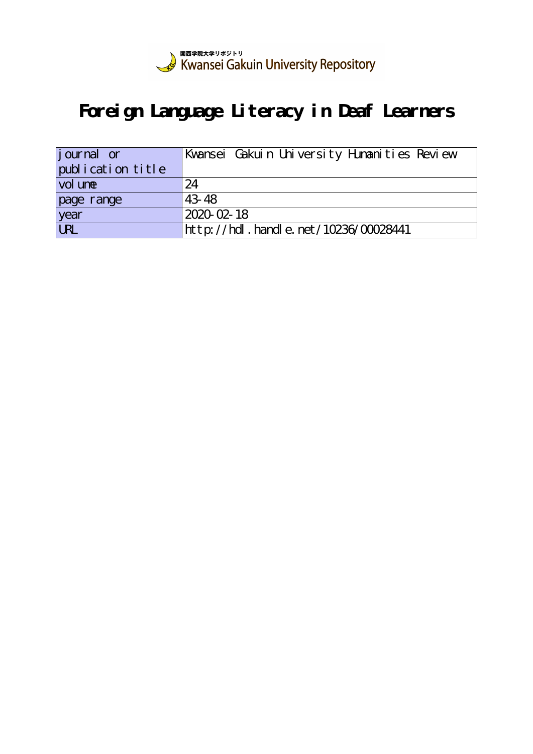関西学院大学リポジトリ
Kwansei Gakuin University Repository

# Foreign Language Literacy in Deaf Learners

| journal or publication title | Kwansei Gakuin University Humanities Review |
|---|---|
| volume | 24 |
| page range | 43-48 |
| year | 2020-02-18 |
| URL | http://hdl.handle.net/10236/00028441 |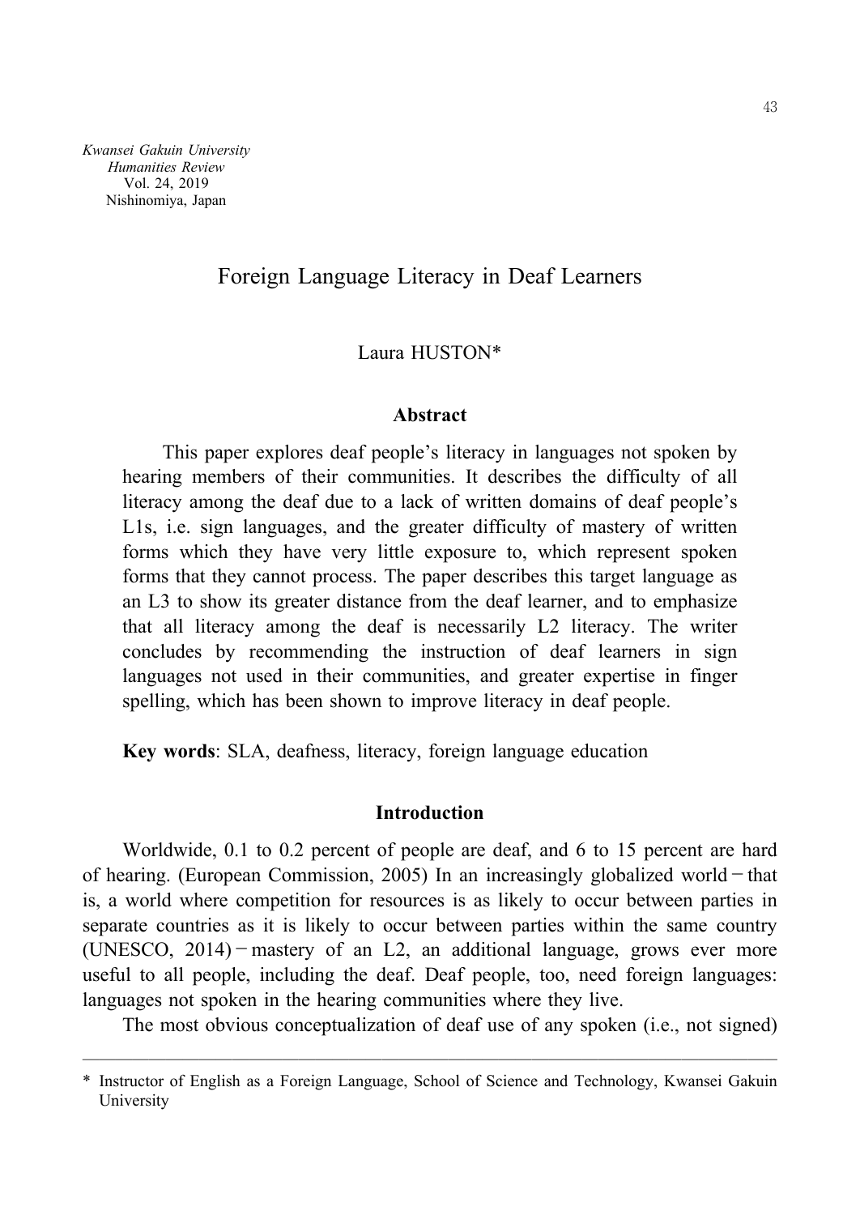*Kwansei Gakuin University*
*Humanities Review*
Vol. 24, 2019
Nishinomiya, Japan

# Foreign Language Literacy in Deaf Learners

Laura HUSTON*

**Abstract**

This paper explores deaf people's literacy in languages not spoken by hearing members of their communities. It describes the difficulty of all literacy among the deaf due to a lack of written domains of deaf people's L1s, i.e. sign languages, and the greater difficulty of mastery of written forms which they have very little exposure to, which represent spoken forms that they cannot process. The paper describes this target language as an L3 to show its greater distance from the deaf learner, and to emphasize that all literacy among the deaf is necessarily L2 literacy. The writer concludes by recommending the instruction of deaf learners in sign languages not used in their communities, and greater expertise in finger spelling, which has been shown to improve literacy in deaf people.

**Key words**: SLA, deafness, literacy, foreign language education

## Introduction

Worldwide, 0.1 to 0.2 percent of people are deaf, and 6 to 15 percent are hard of hearing. (European Commission, 2005) In an increasingly globalized world – that is, a world where competition for resources is as likely to occur between parties in separate countries as it is likely to occur between parties within the same country (UNESCO, 2014) – mastery of an L2, an additional language, grows ever more useful to all people, including the deaf. Deaf people, too, need foreign languages: languages not spoken in the hearing communities where they live.

The most obvious conceptualization of deaf use of any spoken (i.e., not signed)

---

\* Instructor of English as a Foreign Language, School of Science and Technology, Kwansei Gakuin University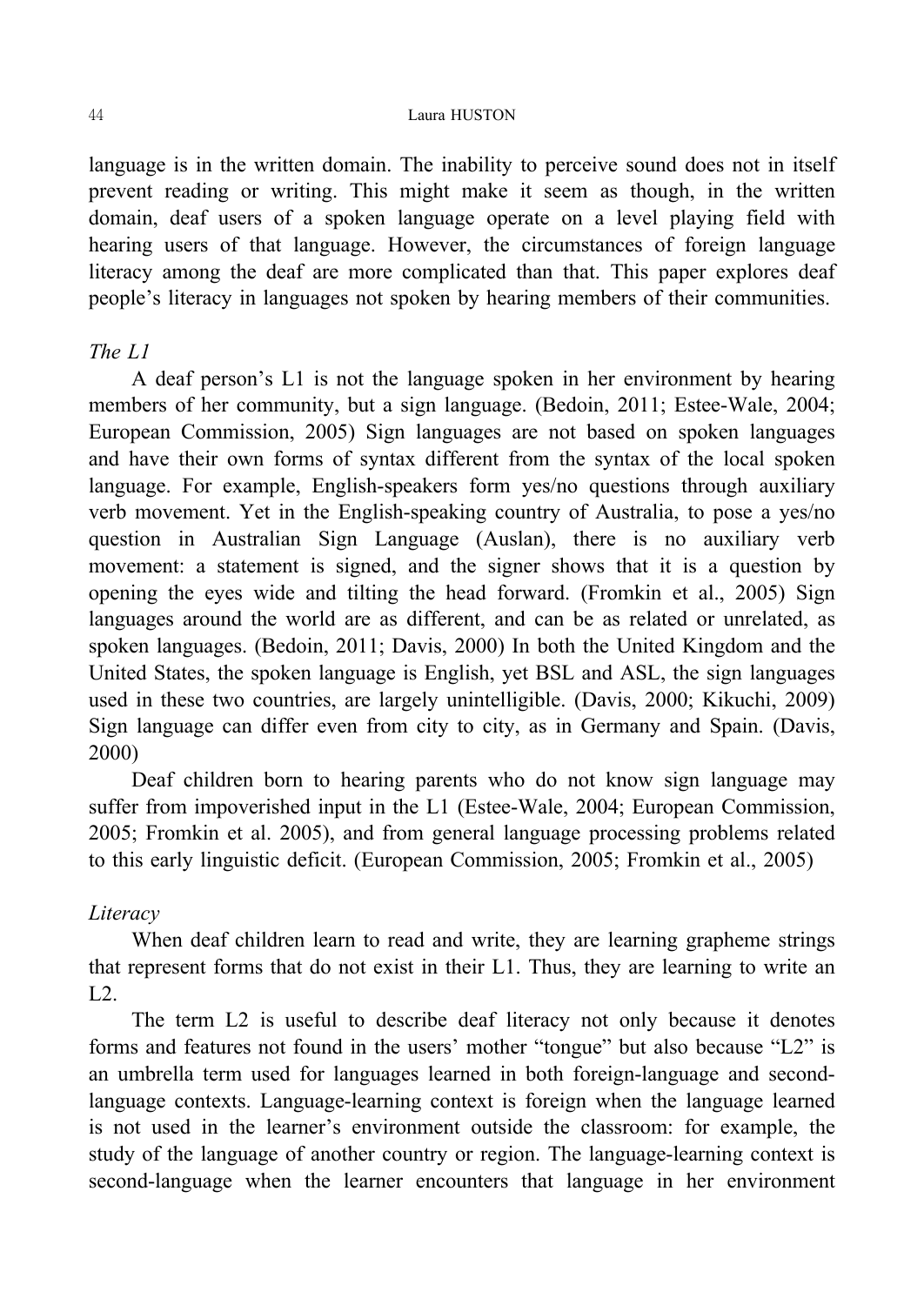language is in the written domain. The inability to perceive sound does not in itself prevent reading or writing. This might make it seem as though, in the written domain, deaf users of a spoken language operate on a level playing field with hearing users of that language. However, the circumstances of foreign language literacy among the deaf are more complicated than that. This paper explores deaf people's literacy in languages not spoken by hearing members of their communities.

*The L1*

A deaf person's L1 is not the language spoken in her environment by hearing members of her community, but a sign language. (Bedoin, 2011; Estee-Wale, 2004; European Commission, 2005) Sign languages are not based on spoken languages and have their own forms of syntax different from the syntax of the local spoken language. For example, English-speakers form yes/no questions through auxiliary verb movement. Yet in the English-speaking country of Australia, to pose a yes/no question in Australian Sign Language (Auslan), there is no auxiliary verb movement: a statement is signed, and the signer shows that it is a question by opening the eyes wide and tilting the head forward. (Fromkin et al., 2005) Sign languages around the world are as different, and can be as related or unrelated, as spoken languages. (Bedoin, 2011; Davis, 2000) In both the United Kingdom and the United States, the spoken language is English, yet BSL and ASL, the sign languages used in these two countries, are largely unintelligible. (Davis, 2000; Kikuchi, 2009) Sign language can differ even from city to city, as in Germany and Spain. (Davis, 2000)

Deaf children born to hearing parents who do not know sign language may suffer from impoverished input in the L1 (Estee-Wale, 2004; European Commission, 2005; Fromkin et al. 2005), and from general language processing problems related to this early linguistic deficit. (European Commission, 2005; Fromkin et al., 2005)

*Literacy*

When deaf children learn to read and write, they are learning grapheme strings that represent forms that do not exist in their L1. Thus, they are learning to write an L2.

The term L2 is useful to describe deaf literacy not only because it denotes forms and features not found in the users' mother "tongue" but also because "L2" is an umbrella term used for languages learned in both foreign-language and second-language contexts. Language-learning context is foreign when the language learned is not used in the learner's environment outside the classroom: for example, the study of the language of another country or region. The language-learning context is second-language when the learner encounters that language in her environment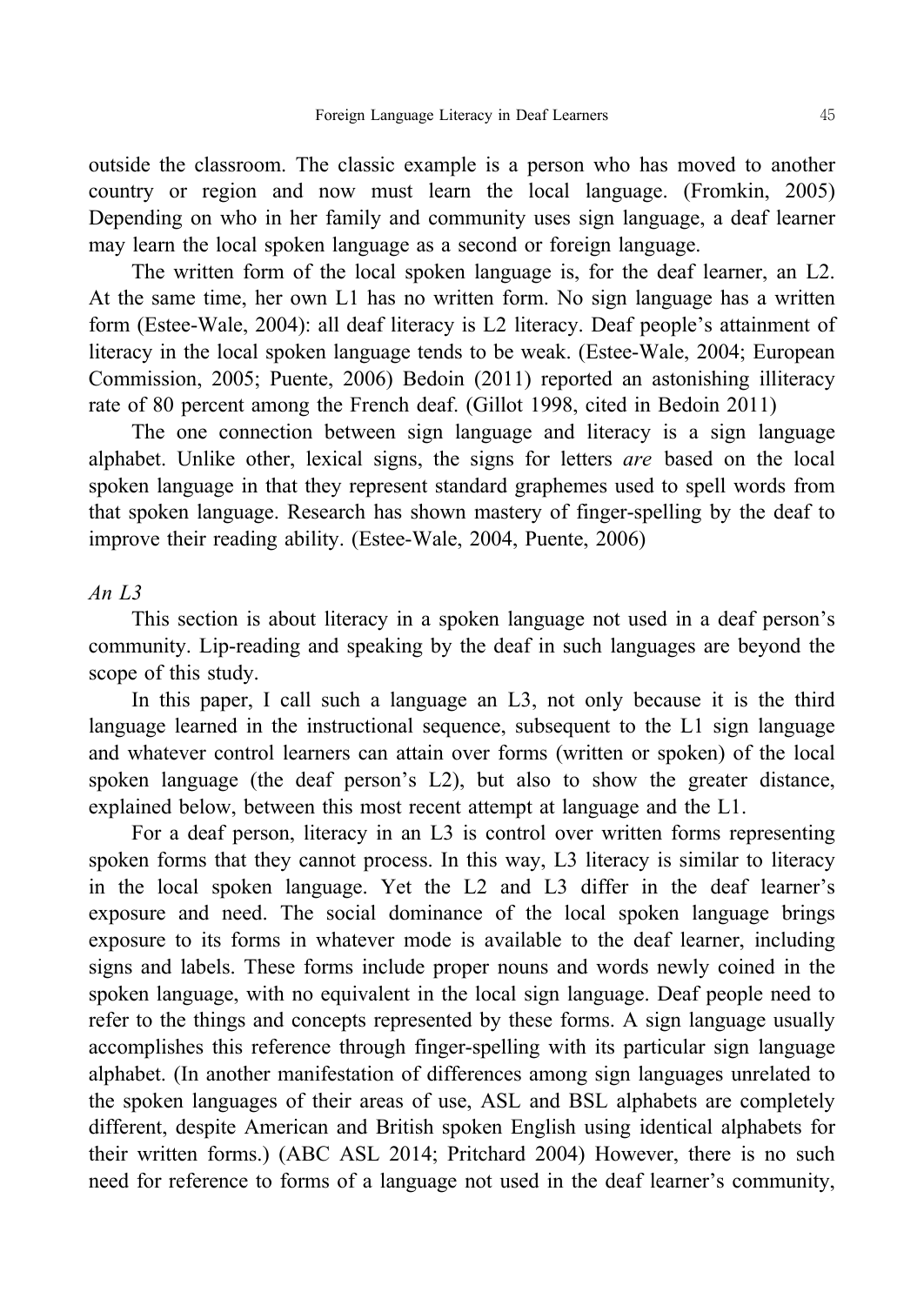outside the classroom. The classic example is a person who has moved to another country or region and now must learn the local language. (Fromkin, 2005) Depending on who in her family and community uses sign language, a deaf learner may learn the local spoken language as a second or foreign language.

The written form of the local spoken language is, for the deaf learner, an L2. At the same time, her own L1 has no written form. No sign language has a written form (Estee-Wale, 2004): all deaf literacy is L2 literacy. Deaf people's attainment of literacy in the local spoken language tends to be weak. (Estee-Wale, 2004; European Commission, 2005; Puente, 2006) Bedoin (2011) reported an astonishing illiteracy rate of 80 percent among the French deaf. (Gillot 1998, cited in Bedoin 2011)

The one connection between sign language and literacy is a sign language alphabet. Unlike other, lexical signs, the signs for letters *are* based on the local spoken language in that they represent standard graphemes used to spell words from that spoken language. Research has shown mastery of finger-spelling by the deaf to improve their reading ability. (Estee-Wale, 2004, Puente, 2006)

*An L3*

This section is about literacy in a spoken language not used in a deaf person's community. Lip-reading and speaking by the deaf in such languages are beyond the scope of this study.

In this paper, I call such a language an L3, not only because it is the third language learned in the instructional sequence, subsequent to the L1 sign language and whatever control learners can attain over forms (written or spoken) of the local spoken language (the deaf person's L2), but also to show the greater distance, explained below, between this most recent attempt at language and the L1.

For a deaf person, literacy in an L3 is control over written forms representing spoken forms that they cannot process. In this way, L3 literacy is similar to literacy in the local spoken language. Yet the L2 and L3 differ in the deaf learner's exposure and need. The social dominance of the local spoken language brings exposure to its forms in whatever mode is available to the deaf learner, including signs and labels. These forms include proper nouns and words newly coined in the spoken language, with no equivalent in the local sign language. Deaf people need to refer to the things and concepts represented by these forms. A sign language usually accomplishes this reference through finger-spelling with its particular sign language alphabet. (In another manifestation of differences among sign languages unrelated to the spoken languages of their areas of use, ASL and BSL alphabets are completely different, despite American and British spoken English using identical alphabets for their written forms.) (ABC ASL 2014; Pritchard 2004) However, there is no such need for reference to forms of a language not used in the deaf learner's community,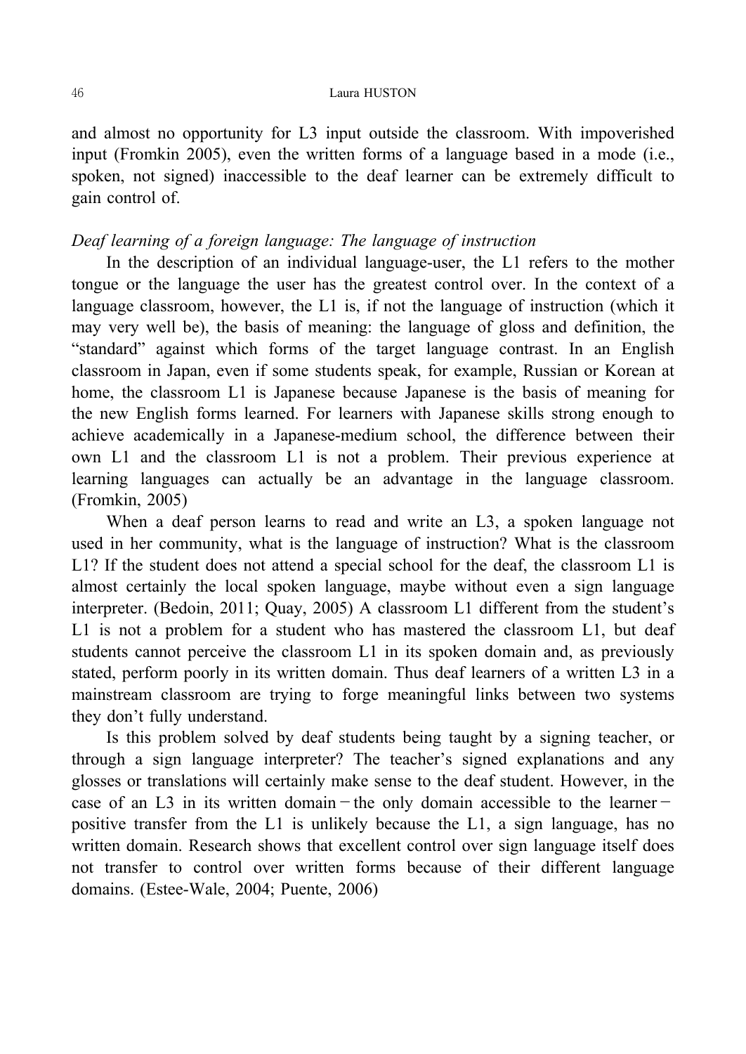and almost no opportunity for L3 input outside the classroom. With impoverished input (Fromkin 2005), even the written forms of a language based in a mode (i.e., spoken, not signed) inaccessible to the deaf learner can be extremely difficult to gain control of.

*Deaf learning of a foreign language: The language of instruction*

In the description of an individual language-user, the L1 refers to the mother tongue or the language the user has the greatest control over. In the context of a language classroom, however, the L1 is, if not the language of instruction (which it may very well be), the basis of meaning: the language of gloss and definition, the "standard" against which forms of the target language contrast. In an English classroom in Japan, even if some students speak, for example, Russian or Korean at home, the classroom L1 is Japanese because Japanese is the basis of meaning for the new English forms learned. For learners with Japanese skills strong enough to achieve academically in a Japanese-medium school, the difference between their own L1 and the classroom L1 is not a problem. Their previous experience at learning languages can actually be an advantage in the language classroom. (Fromkin, 2005)

When a deaf person learns to read and write an L3, a spoken language not used in her community, what is the language of instruction? What is the classroom L1? If the student does not attend a special school for the deaf, the classroom L1 is almost certainly the local spoken language, maybe without even a sign language interpreter. (Bedoin, 2011; Quay, 2005) A classroom L1 different from the student's L1 is not a problem for a student who has mastered the classroom L1, but deaf students cannot perceive the classroom L1 in its spoken domain and, as previously stated, perform poorly in its written domain. Thus deaf learners of a written L3 in a mainstream classroom are trying to forge meaningful links between two systems they don't fully understand.

Is this problem solved by deaf students being taught by a signing teacher, or through a sign language interpreter? The teacher's signed explanations and any glosses or translations will certainly make sense to the deaf student. However, in the case of an L3 in its written domain－the only domain accessible to the learner－positive transfer from the L1 is unlikely because the L1, a sign language, has no written domain. Research shows that excellent control over sign language itself does not transfer to control over written forms because of their different language domains. (Estee-Wale, 2004; Puente, 2006)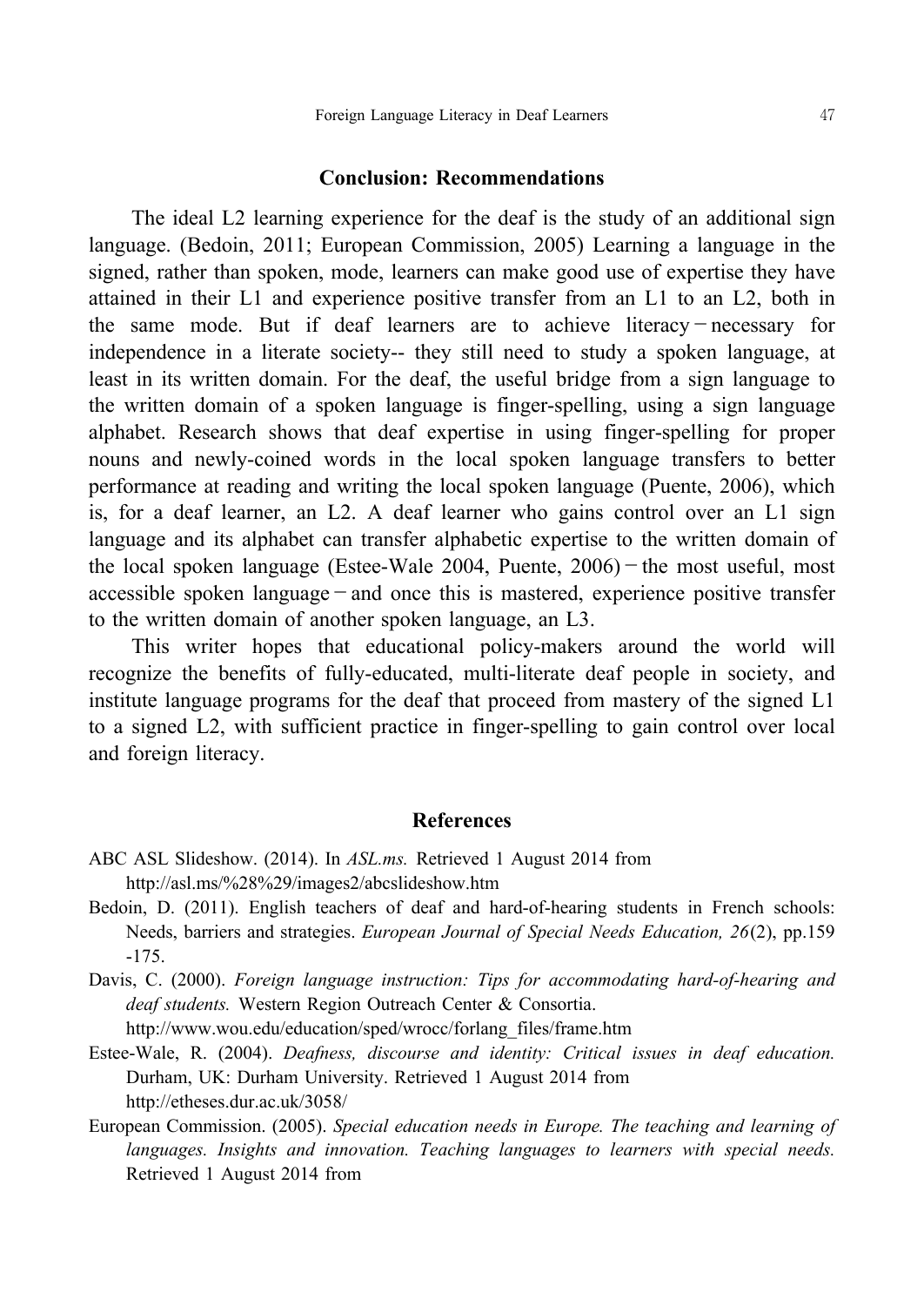## Conclusion: Recommendations

The ideal L2 learning experience for the deaf is the study of an additional sign language. (Bedoin, 2011; European Commission, 2005) Learning a language in the signed, rather than spoken, mode, learners can make good use of expertise they have attained in their L1 and experience positive transfer from an L1 to an L2, both in the same mode. But if deaf learners are to achieve literacy－necessary for independence in a literate society-- they still need to study a spoken language, at least in its written domain. For the deaf, the useful bridge from a sign language to the written domain of a spoken language is finger-spelling, using a sign language alphabet. Research shows that deaf expertise in using finger-spelling for proper nouns and newly-coined words in the local spoken language transfers to better performance at reading and writing the local spoken language (Puente, 2006), which is, for a deaf learner, an L2. A deaf learner who gains control over an L1 sign language and its alphabet can transfer alphabetic expertise to the written domain of the local spoken language (Estee-Wale 2004, Puente, 2006)－the most useful, most accessible spoken language－and once this is mastered, experience positive transfer to the written domain of another spoken language, an L3.

This writer hopes that educational policy-makers around the world will recognize the benefits of fully-educated, multi-literate deaf people in society, and institute language programs for the deaf that proceed from mastery of the signed L1 to a signed L2, with sufficient practice in finger-spelling to gain control over local and foreign literacy.

## References

ABC ASL Slideshow. (2014). In *ASL.ms.* Retrieved 1 August 2014 from http://asl.ms/%28%29/images2/abcslideshow.htm

Bedoin, D. (2011). English teachers of deaf and hard-of-hearing students in French schools: Needs, barriers and strategies. *European Journal of Special Needs Education, 26*(2), pp.159 -175.

Davis, C. (2000). *Foreign language instruction: Tips for accommodating hard-of-hearing and deaf students.* Western Region Outreach Center & Consortia. http://www.wou.edu/education/sped/wrocc/forlang_files/frame.htm

Estee-Wale, R. (2004). *Deafness, discourse and identity: Critical issues in deaf education.* Durham, UK: Durham University. Retrieved 1 August 2014 from http://etheses.dur.ac.uk/3058/

European Commission. (2005). *Special education needs in Europe. The teaching and learning of languages. Insights and innovation. Teaching languages to learners with special needs.* Retrieved 1 August 2014 from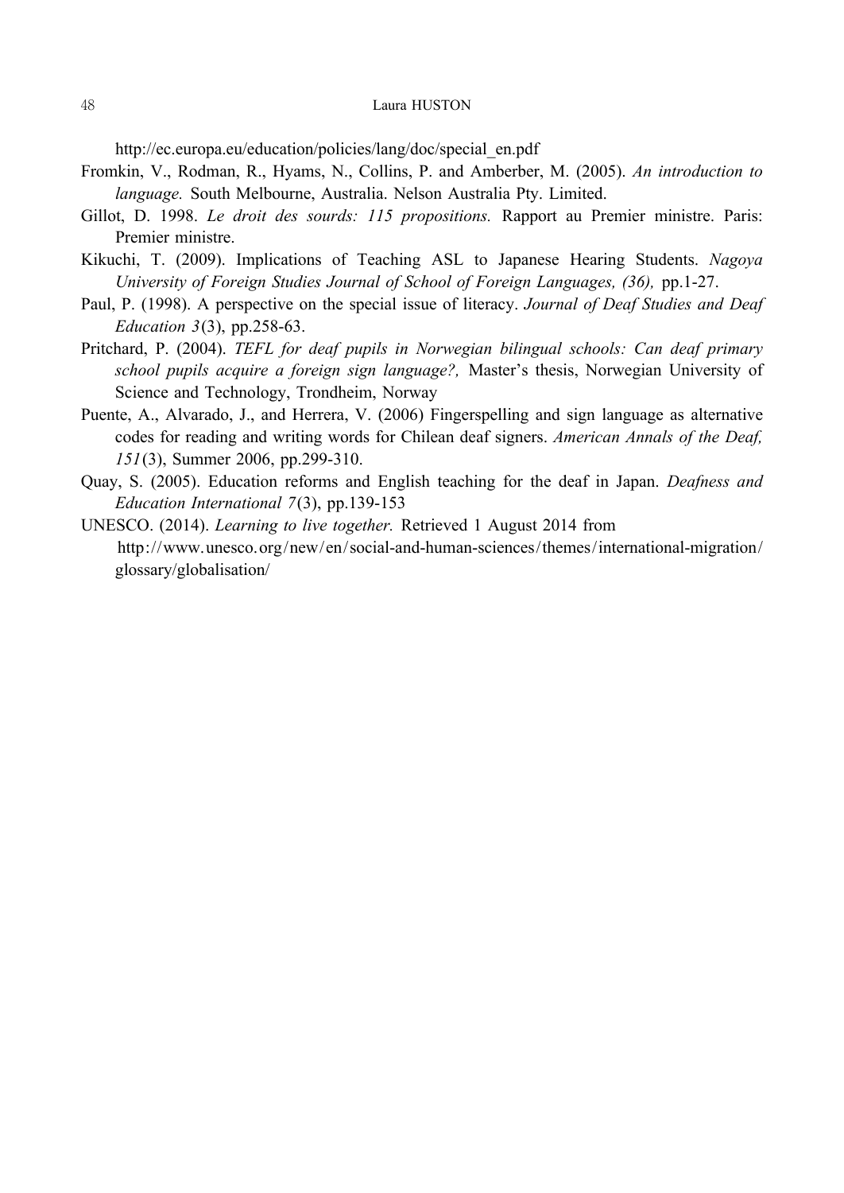http://ec.europa.eu/education/policies/lang/doc/special_en.pdf

Fromkin, V., Rodman, R., Hyams, N., Collins, P. and Amberber, M. (2005). *An introduction to language.* South Melbourne, Australia. Nelson Australia Pty. Limited.

Gillot, D. 1998. *Le droit des sourds: 115 propositions.* Rapport au Premier ministre. Paris: Premier ministre.

Kikuchi, T. (2009). Implications of Teaching ASL to Japanese Hearing Students. *Nagoya University of Foreign Studies Journal of School of Foreign Languages, (36),* pp.1-27.

Paul, P. (1998). A perspective on the special issue of literacy. *Journal of Deaf Studies and Deaf Education 3*(3), pp.258-63.

Pritchard, P. (2004). *TEFL for deaf pupils in Norwegian bilingual schools: Can deaf primary school pupils acquire a foreign sign language?,* Master's thesis, Norwegian University of Science and Technology, Trondheim, Norway

Puente, A., Alvarado, J., and Herrera, V. (2006) Fingerspelling and sign language as alternative codes for reading and writing words for Chilean deaf signers. *American Annals of the Deaf, 151*(3), Summer 2006, pp.299-310.

Quay, S. (2005). Education reforms and English teaching for the deaf in Japan. *Deafness and Education International 7*(3), pp.139-153

UNESCO. (2014). *Learning to live together.* Retrieved 1 August 2014 from http://www.unesco.org/new/en/social-and-human-sciences/themes/international-migration/glossary/globalisation/